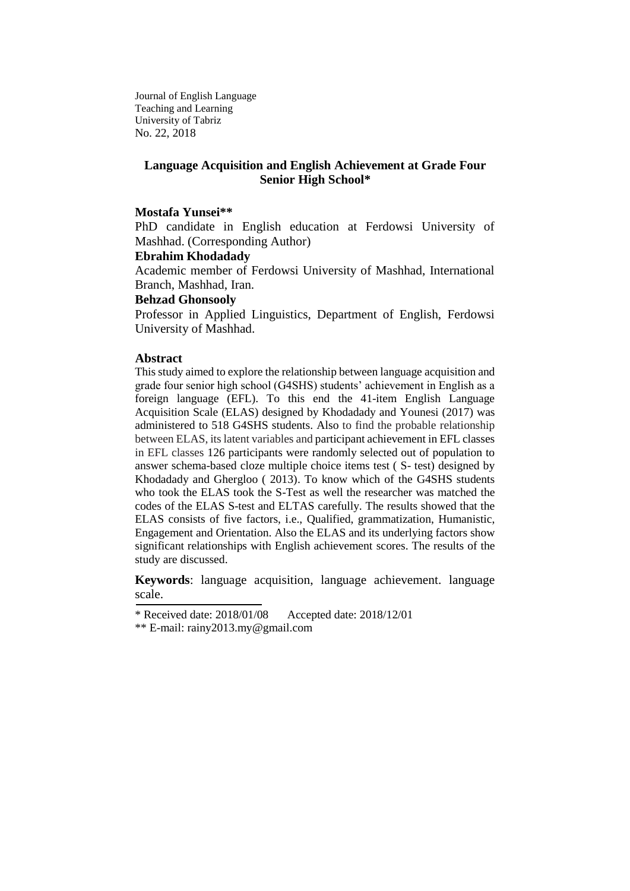Journal of English Language
Teaching and Learning
University of Tabriz
No. 22, 2018

# Language Acquisition and English Achievement at Grade Four Senior High School*

**Mostafa Yunsei****

PhD candidate in English education at Ferdowsi University of Mashhad. (Corresponding Author)

**Ebrahim Khodadady**

Academic member of Ferdowsi University of Mashhad, International Branch, Mashhad, Iran.

**Behzad Ghonsooly**

Professor in Applied Linguistics, Department of English, Ferdowsi University of Mashhad.

## Abstract

This study aimed to explore the relationship between language acquisition and grade four senior high school (G4SHS) students' achievement in English as a foreign language (EFL). To this end the 41-item English Language Acquisition Scale (ELAS) designed by Khodadady and Younesi (2017) was administered to 518 G4SHS students. Also to find the probable relationship between ELAS, its latent variables and participant achievement in EFL classes in EFL classes 126 participants were randomly selected out of population to answer schema-based cloze multiple choice items test ( S- test) designed by Khodadady and Ghergloo ( 2013). To know which of the G4SHS students who took the ELAS took the S-Test as well the researcher was matched the codes of the ELAS S-test and ELTAS carefully. The results showed that the ELAS consists of five factors, i.e., Qualified, grammatization, Humanistic, Engagement and Orientation. Also the ELAS and its underlying factors show significant relationships with English achievement scores. The results of the study are discussed.

**Keywords**: language acquisition, language achievement. language scale.

---

* Received date: 2018/01/08 Accepted date: 2018/12/01

** E-mail: rainy2013.my@gmail.com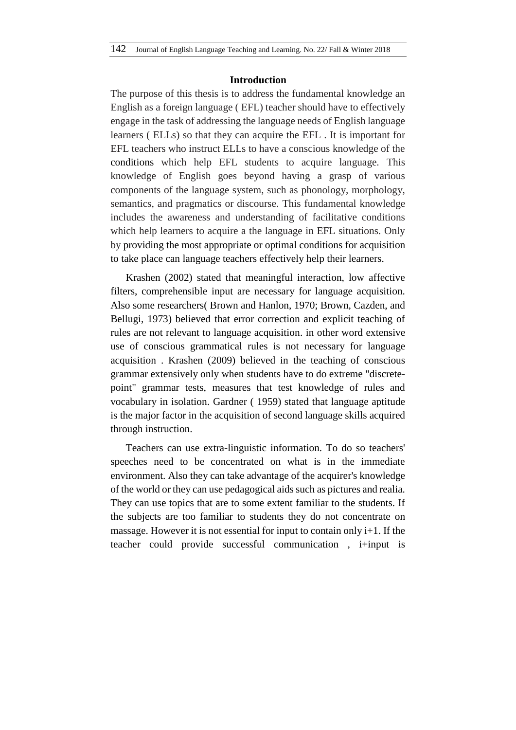## Introduction

The purpose of this thesis is to address the fundamental knowledge an English as a foreign language ( EFL) teacher should have to effectively engage in the task of addressing the language needs of English language learners ( ELLs) so that they can acquire the EFL . It is important for EFL teachers who instruct ELLs to have a conscious knowledge of the conditions which help EFL students to acquire language. This knowledge of English goes beyond having a grasp of various components of the language system, such as phonology, morphology, semantics, and pragmatics or discourse. This fundamental knowledge includes the awareness and understanding of facilitative conditions which help learners to acquire a the language in EFL situations. Only by providing the most appropriate or optimal conditions for acquisition to take place can language teachers effectively help their learners.

Krashen (2002) stated that meaningful interaction, low affective filters, comprehensible input are necessary for language acquisition. Also some researchers( Brown and Hanlon, 1970; Brown, Cazden, and Bellugi, 1973) believed that error correction and explicit teaching of rules are not relevant to language acquisition. in other word extensive use of conscious grammatical rules is not necessary for language acquisition . Krashen (2009) believed in the teaching of conscious grammar extensively only when students have to do extreme "discrete-point" grammar tests, measures that test knowledge of rules and vocabulary in isolation. Gardner ( 1959) stated that language aptitude is the major factor in the acquisition of second language skills acquired through instruction.

Teachers can use extra-linguistic information. To do so teachers' speeches need to be concentrated on what is in the immediate environment. Also they can take advantage of the acquirer's knowledge of the world or they can use pedagogical aids such as pictures and realia. They can use topics that are to some extent familiar to the students. If the subjects are too familiar to students they do not concentrate on massage. However it is not essential for input to contain only i+1. If the teacher could provide successful communication , i+input is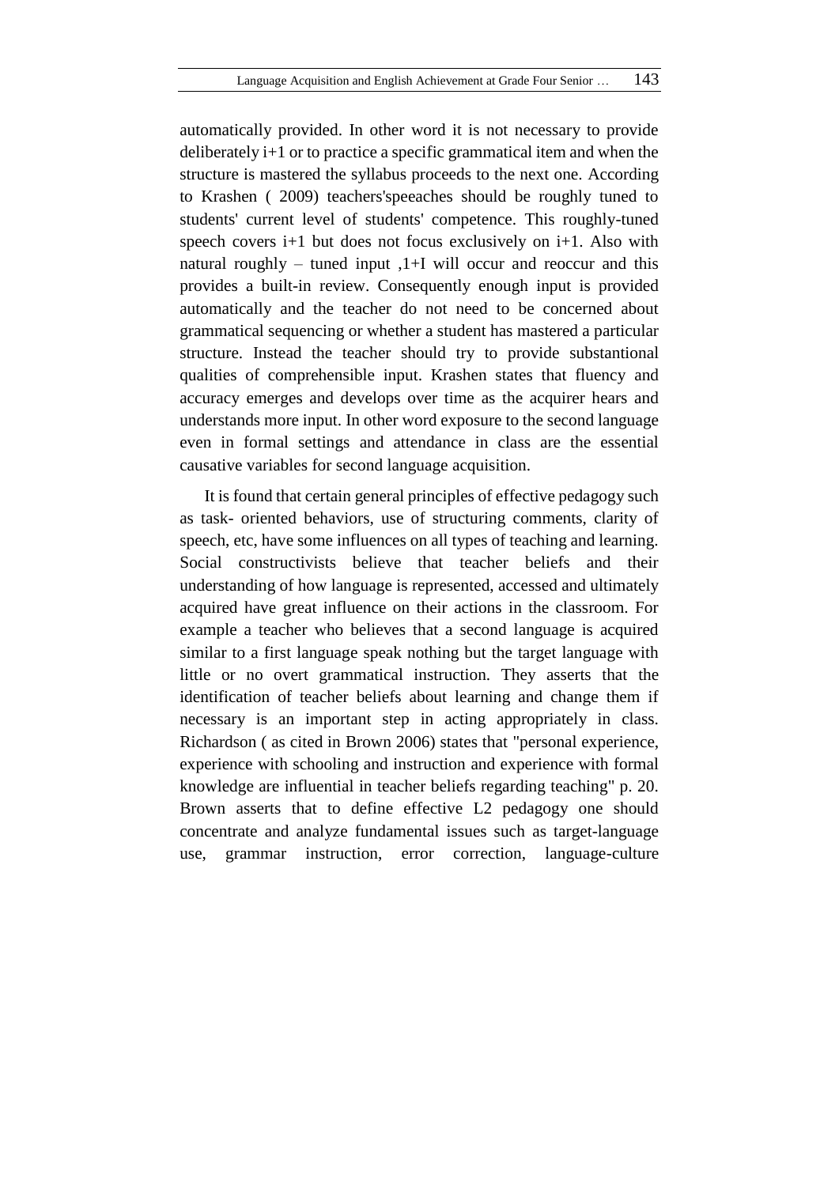automatically provided. In other word it is not necessary to provide deliberately i+1 or to practice a specific grammatical item and when the structure is mastered the syllabus proceeds to the next one. According to Krashen ( 2009) teachers'speeaches should be roughly tuned to students' current level of students' competence. This roughly-tuned speech covers i+1 but does not focus exclusively on i+1. Also with natural roughly – tuned input ,1+I will occur and reoccur and this provides a built-in review. Consequently enough input is provided automatically and the teacher do not need to be concerned about grammatical sequencing or whether a student has mastered a particular structure. Instead the teacher should try to provide substantional qualities of comprehensible input. Krashen states that fluency and accuracy emerges and develops over time as the acquirer hears and understands more input. In other word exposure to the second language even in formal settings and attendance in class are the essential causative variables for second language acquisition.

It is found that certain general principles of effective pedagogy such as task- oriented behaviors, use of structuring comments, clarity of speech, etc, have some influences on all types of teaching and learning. Social constructivists believe that teacher beliefs and their understanding of how language is represented, accessed and ultimately acquired have great influence on their actions in the classroom. For example a teacher who believes that a second language is acquired similar to a first language speak nothing but the target language with little or no overt grammatical instruction. They asserts that the identification of teacher beliefs about learning and change them if necessary is an important step in acting appropriately in class. Richardson ( as cited in Brown 2006) states that "personal experience, experience with schooling and instruction and experience with formal knowledge are influential in teacher beliefs regarding teaching" p. 20. Brown asserts that to define effective L2 pedagogy one should concentrate and analyze fundamental issues such as target-language use, grammar instruction, error correction, language-culture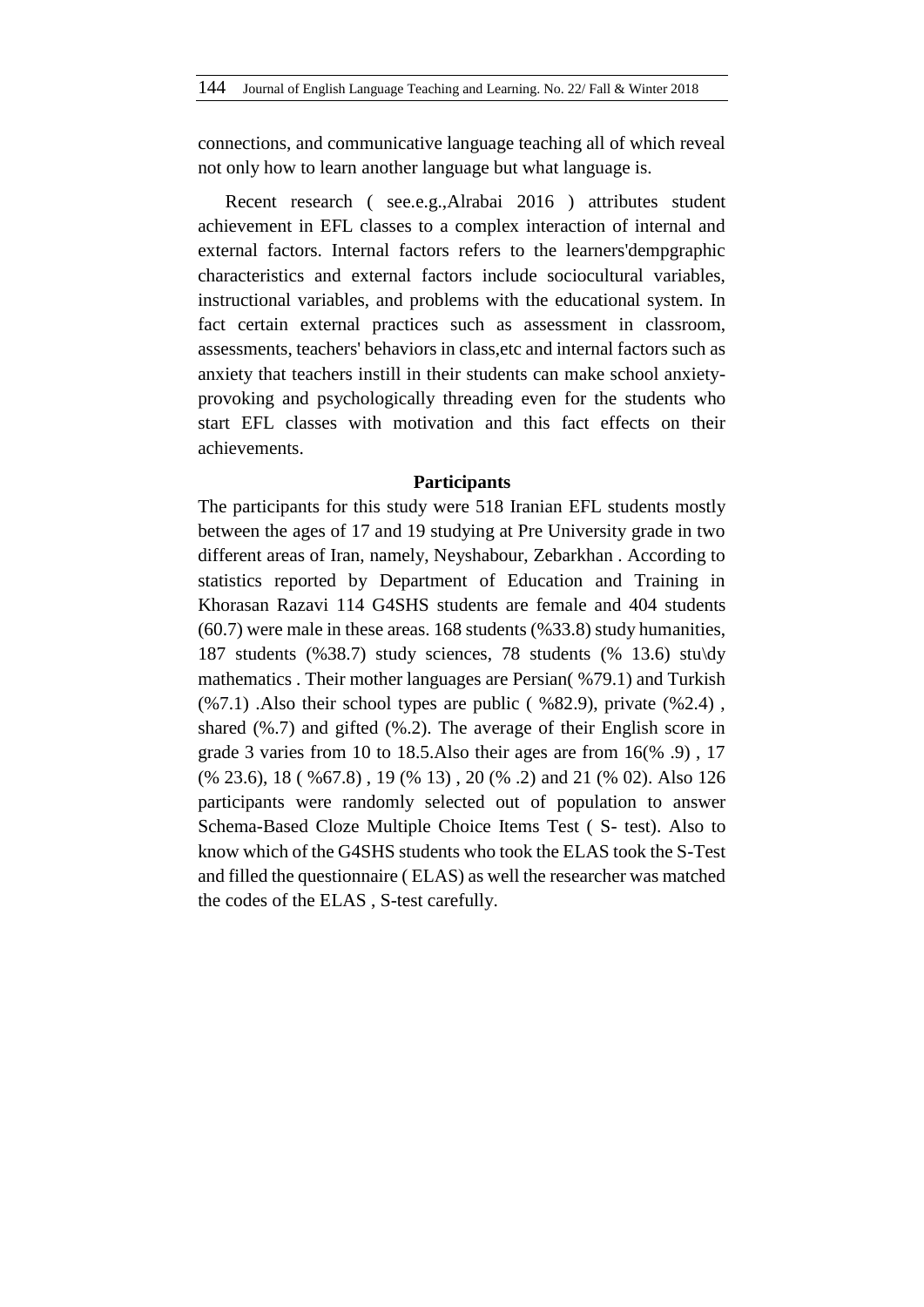connections, and communicative language teaching all of which reveal not only how to learn another language but what language is.

Recent research ( see.e.g.,Alrabai 2016 ) attributes student achievement in EFL classes to a complex interaction of internal and external factors. Internal factors refers to the learners'dempgraphic characteristics and external factors include sociocultural variables, instructional variables, and problems with the educational system. In fact certain external practices such as assessment in classroom, assessments, teachers' behaviors in class,etc and internal factors such as anxiety that teachers instill in their students can make school anxiety-provoking and psychologically threading even for the students who start EFL classes with motivation and this fact effects on their achievements.

### Participants

The participants for this study were 518 Iranian EFL students mostly between the ages of 17 and 19 studying at Pre University grade in two different areas of Iran, namely, Neyshabour, Zebarkhan . According to statistics reported by Department of Education and Training in Khorasan Razavi 114 G4SHS students are female and 404 students (60.7) were male in these areas. 168 students (%33.8) study humanities, 187 students (%38.7) study sciences, 78 students (% 13.6) stu\dy mathematics . Their mother languages are Persian( %79.1) and Turkish (%7.1) .Also their school types are public ( %82.9), private (%2.4) , shared (%.7) and gifted (%.2). The average of their English score in grade 3 varies from 10 to 18.5.Also their ages are from 16(% .9) , 17 (% 23.6), 18 ( %67.8) , 19 (% 13) , 20 (% .2) and 21 (% 02). Also 126 participants were randomly selected out of population to answer Schema-Based Cloze Multiple Choice Items Test ( S- test). Also to know which of the G4SHS students who took the ELAS took the S-Test and filled the questionnaire ( ELAS) as well the researcher was matched the codes of the ELAS , S-test carefully.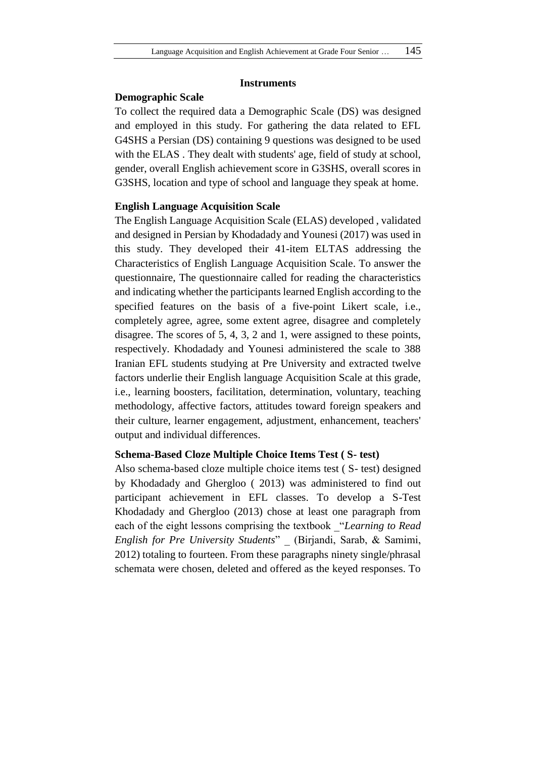### Instruments

**Demographic Scale**

To collect the required data a Demographic Scale (DS) was designed and employed in this study. For gathering the data related to EFL G4SHS a Persian (DS) containing 9 questions was designed to be used with the ELAS . They dealt with students' age, field of study at school, gender, overall English achievement score in G3SHS, overall scores in G3SHS, location and type of school and language they speak at home.

**English Language Acquisition Scale**

The English Language Acquisition Scale (ELAS) developed , validated and designed in Persian by Khodadady and Younesi (2017) was used in this study. They developed their 41-item ELTAS addressing the Characteristics of English Language Acquisition Scale. To answer the questionnaire, The questionnaire called for reading the characteristics and indicating whether the participants learned English according to the specified features on the basis of a five-point Likert scale, i.e., completely agree, agree, some extent agree, disagree and completely disagree. The scores of 5, 4, 3, 2 and 1, were assigned to these points, respectively. Khodadady and Younesi administered the scale to 388 Iranian EFL students studying at Pre University and extracted twelve factors underlie their English language Acquisition Scale at this grade, i.e., learning boosters, facilitation, determination, voluntary, teaching methodology, affective factors, attitudes toward foreign speakers and their culture, learner engagement, adjustment, enhancement, teachers' output and individual differences.

**Schema-Based Cloze Multiple Choice Items Test ( S- test)**

Also schema-based cloze multiple choice items test ( S- test) designed by Khodadady and Ghergloo ( 2013) was administered to find out participant achievement in EFL classes. To develop a S-Test Khodadady and Ghergloo (2013) chose at least one paragraph from each of the eight lessons comprising the textbook _"*Learning to Read English for Pre University Students*" _ (Birjandi, Sarab, & Samimi, 2012) totaling to fourteen. From these paragraphs ninety single/phrasal schemata were chosen, deleted and offered as the keyed responses. To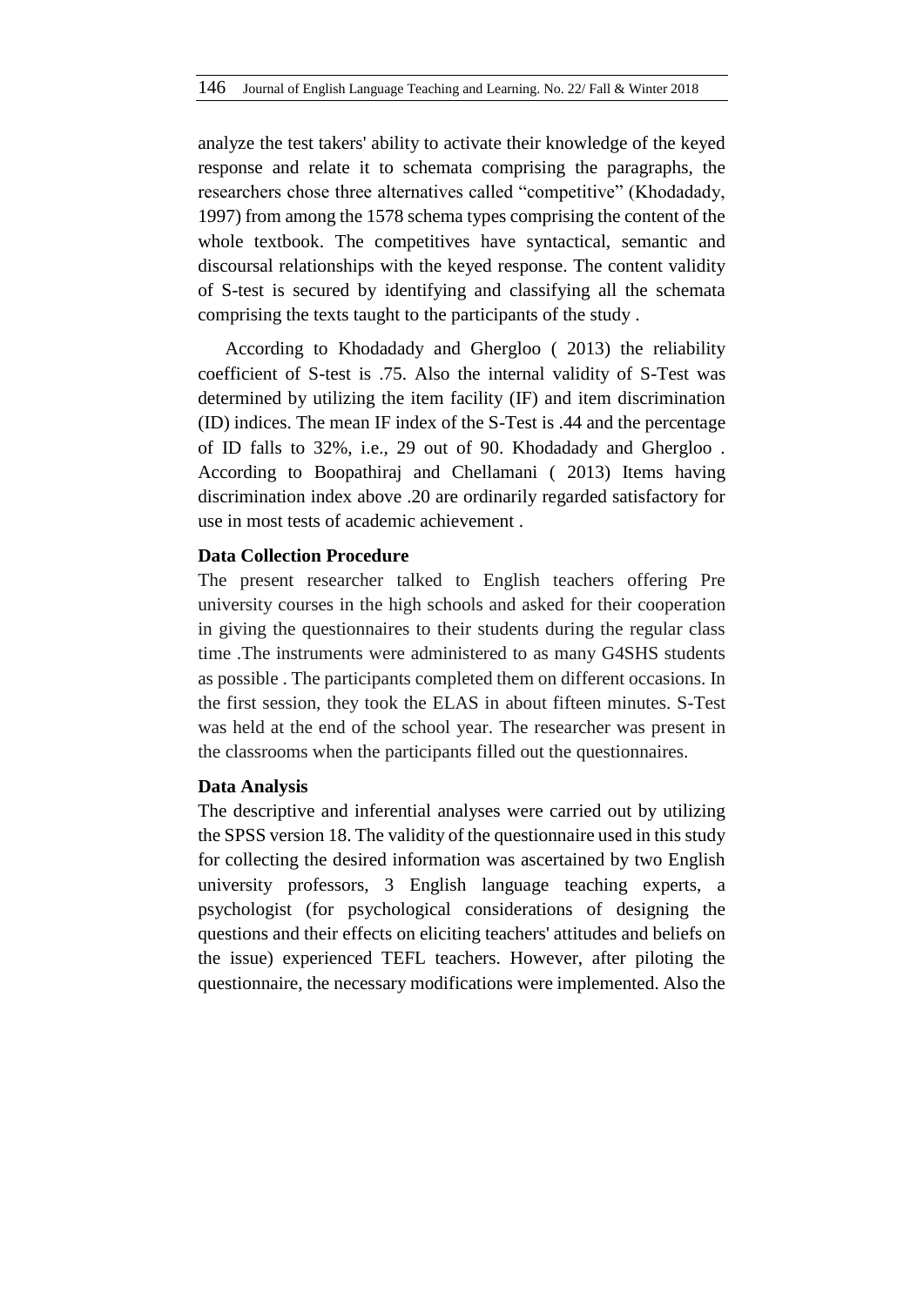analyze the test takers' ability to activate their knowledge of the keyed response and relate it to schemata comprising the paragraphs, the researchers chose three alternatives called "competitive" (Khodadady, 1997) from among the 1578 schema types comprising the content of the whole textbook. The competitives have syntactical, semantic and discoursal relationships with the keyed response. The content validity of S-test is secured by identifying and classifying all the schemata comprising the texts taught to the participants of the study .

According to Khodadady and Ghergloo ( 2013) the reliability coefficient of S-test is .75. Also the internal validity of S-Test was determined by utilizing the item facility (IF) and item discrimination (ID) indices. The mean IF index of the S-Test is .44 and the percentage of ID falls to 32%, i.e., 29 out of 90. Khodadady and Ghergloo . According to Boopathiraj and Chellamani ( 2013) Items having discrimination index above .20 are ordinarily regarded satisfactory for use in most tests of academic achievement .

**Data Collection Procedure**

The present researcher talked to English teachers offering Pre university courses in the high schools and asked for their cooperation in giving the questionnaires to their students during the regular class time .The instruments were administered to as many G4SHS students as possible . The participants completed them on different occasions. In the first session, they took the ELAS in about fifteen minutes. S-Test was held at the end of the school year. The researcher was present in the classrooms when the participants filled out the questionnaires.

**Data Analysis**

The descriptive and inferential analyses were carried out by utilizing the SPSS version 18. The validity of the questionnaire used in this study for collecting the desired information was ascertained by two English university professors, 3 English language teaching experts, a psychologist (for psychological considerations of designing the questions and their effects on eliciting teachers' attitudes and beliefs on the issue) experienced TEFL teachers. However, after piloting the questionnaire, the necessary modifications were implemented. Also the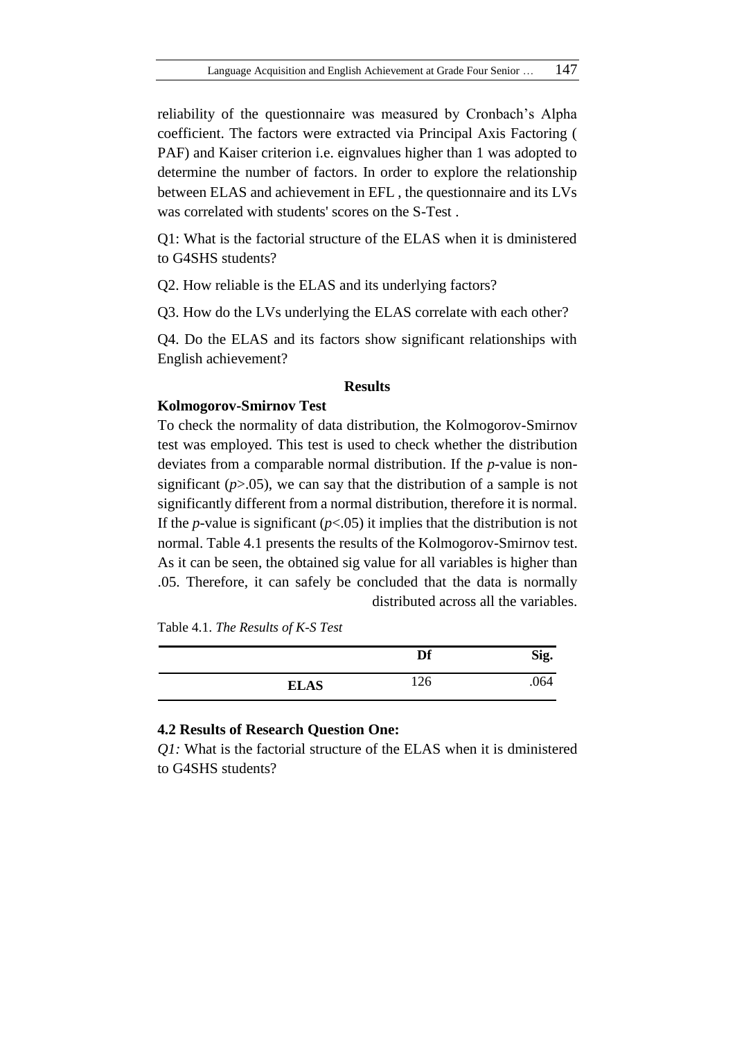reliability of the questionnaire was measured by Cronbach's Alpha coefficient. The factors were extracted via Principal Axis Factoring ( PAF) and Kaiser criterion i.e. eignvalues higher than 1 was adopted to determine the number of factors. In order to explore the relationship between ELAS and achievement in EFL , the questionnaire and its LVs was correlated with students' scores on the S-Test .

Q1: What is the factorial structure of the ELAS when it is dministered to G4SHS students?

Q2. How reliable is the ELAS and its underlying factors?

Q3. How do the LVs underlying the ELAS correlate with each other?

Q4. Do the ELAS and its factors show significant relationships with English achievement?

## Results

### Kolmogorov-Smirnov Test

To check the normality of data distribution, the Kolmogorov-Smirnov test was employed. This test is used to check whether the distribution deviates from a comparable normal distribution. If the *p*-value is non-significant ($p>.05$), we can say that the distribution of a sample is not significantly different from a normal distribution, therefore it is normal. If the *p*-value is significant ($p<.05$) it implies that the distribution is not normal. Table 4.1 presents the results of the Kolmogorov-Smirnov test. As it can be seen, the obtained sig value for all variables is higher than .05. Therefore, it can safely be concluded that the data is normally distributed across all the variables.

Table 4.1. *The Results of K-S Test*

| | Df | Sig. |
|---|---|---|
| **ELAS** | 126 | .064 |

### 4.2 Results of Research Question One:

*Q1:* What is the factorial structure of the ELAS when it is dministered to G4SHS students?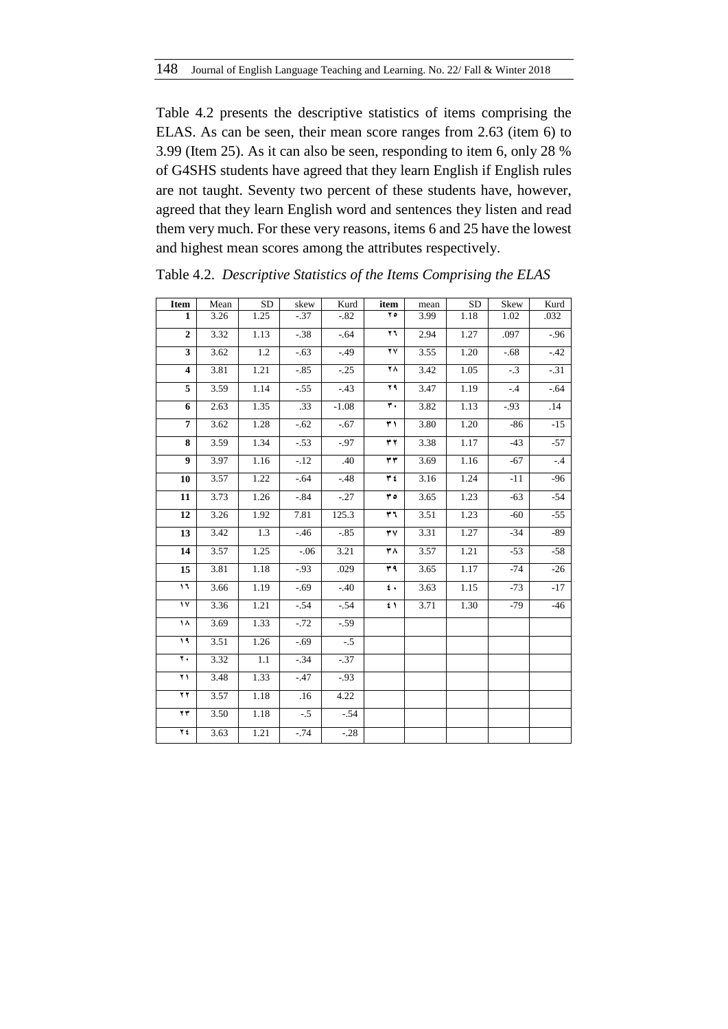Table 4.2 presents the descriptive statistics of items comprising the ELAS. As can be seen, their mean score ranges from 2.63 (item 6) to 3.99 (Item 25). As it can also be seen, responding to item 6, only 28 % of G4SHS students have agreed that they learn English if English rules are not taught. Seventy two percent of these students have, however, agreed that they learn English word and sentences they listen and read them very much. For these very reasons, items 6 and 25 have the lowest and highest mean scores among the attributes respectively.

Table 4.2. *Descriptive Statistics of the Items Comprising the ELAS*

| Item | Mean | SD | skew | Kurd | item | mean | SD | Skew | Kurd |
|---|---|---|---|---|---|---|---|---|---|
| 1 | 3.26 | 1.25 | -.37 | -.82 | ٢٥ | 3.99 | 1.18 | 1.02 | .032 |
| 2 | 3.32 | 1.13 | -.38 | -.64 | ٢٦ | 2.94 | 1.27 | .097 | -.96 |
| 3 | 3.62 | 1.2 | -.63 | -.49 | ٢٧ | 3.55 | 1.20 | -.68 | -.42 |
| 4 | 3.81 | 1.21 | -.85 | -.25 | ٢٨ | 3.42 | 1.05 | -.3 | -.31 |
| 5 | 3.59 | 1.14 | -.55 | -.43 | ٢٩ | 3.47 | 1.19 | -.4 | -.64 |
| 6 | 2.63 | 1.35 | .33 | -1.08 | ٣٠ | 3.82 | 1.13 | -.93 | .14 |
| 7 | 3.62 | 1.28 | -.62 | -.67 | ٣١ | 3.80 | 1.20 | -86 | -15 |
| 8 | 3.59 | 1.34 | -.53 | -.97 | ٣٢ | 3.38 | 1.17 | -43 | -57 |
| 9 | 3.97 | 1.16 | -.12 | .40 | ٣٣ | 3.69 | 1.16 | -67 | -.4 |
| 10 | 3.57 | 1.22 | -.64 | -.48 | ٣٤ | 3.16 | 1.24 | -11 | -96 |
| 11 | 3.73 | 1.26 | -.84 | -.27 | ٣٥ | 3.65 | 1.23 | -63 | -54 |
| 12 | 3.26 | 1.92 | 7.81 | 125.3 | ٣٦ | 3.51 | 1.23 | -60 | -55 |
| 13 | 3.42 | 1.3 | -.46 | -.85 | ٣٧ | 3.31 | 1.27 | -34 | -89 |
| 14 | 3.57 | 1.25 | -.06 | 3.21 | ٣٨ | 3.57 | 1.21 | -53 | -58 |
| 15 | 3.81 | 1.18 | -.93 | .029 | ٣٩ | 3.65 | 1.17 | -74 | -26 |
| ١٦ | 3.66 | 1.19 | -.69 | -.40 | ٤٠ | 3.63 | 1.15 | -73 | -17 |
| ١٧ | 3.36 | 1.21 | -.54 | -.54 | ٤١ | 3.71 | 1.30 | -79 | -46 |
| ١٨ | 3.69 | 1.33 | -.72 | -.59 | | | | | |
| ١٩ | 3.51 | 1.26 | -.69 | -.5 | | | | | |
| ٢٠ | 3.32 | 1.1 | -.34 | -.37 | | | | | |
| ٢١ | 3.48 | 1.33 | -.47 | -.93 | | | | | |
| ٢٢ | 3.57 | 1.18 | .16 | 4.22 | | | | | |
| ٢٣ | 3.50 | 1.18 | -.5 | -.54 | | | | | |
| ٢٤ | 3.63 | 1.21 | -.74 | -.28 | | | | | |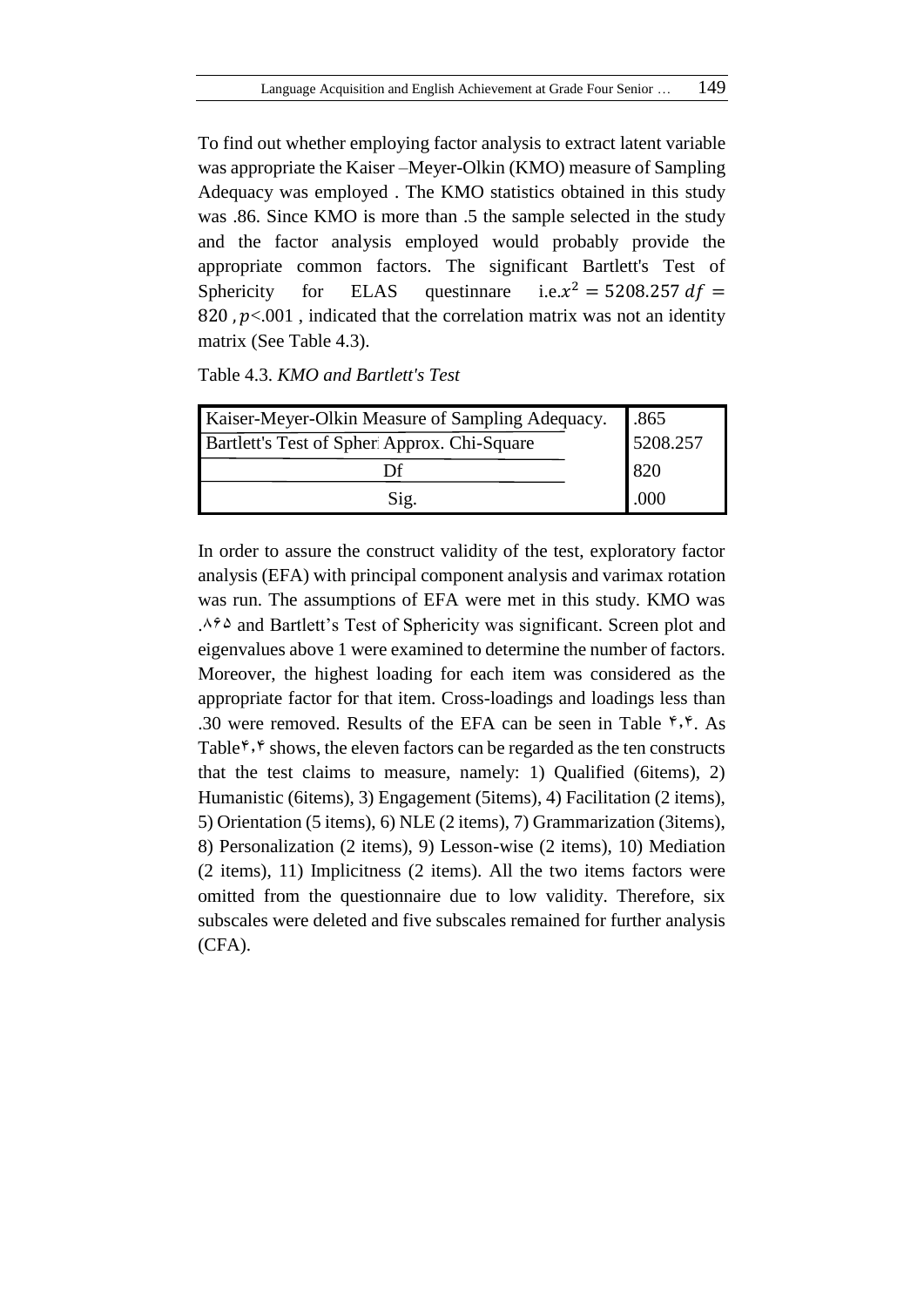To find out whether employing factor analysis to extract latent variable was appropriate the Kaiser –Meyer-Olkin (KMO) measure of Sampling Adequacy was employed . The KMO statistics obtained in this study was .86. Since KMO is more than .5 the sample selected in the study and the factor analysis employed would probably provide the appropriate common factors. The significant Bartlett's Test of Sphericity for ELAS questinnare i.e.$x^2 = 5208.257\ df = 820$ , $p$<.001 , indicated that the correlation matrix was not an identity matrix (See Table 4.3).

Table 4.3. *KMO and Bartlett's Test*

| | |
|---|---|
| Kaiser-Meyer-Olkin Measure of Sampling Adequacy. | .865 |
| Bartlett's Test of Spher Approx. Chi-Square | 5208.257 |
| Df | 820 |
| Sig. | .000 |

In order to assure the construct validity of the test, exploratory factor analysis (EFA) with principal component analysis and varimax rotation was run. The assumptions of EFA were met in this study. KMO was .۸۶۵ and Bartlett's Test of Sphericity was significant. Screen plot and eigenvalues above 1 were examined to determine the number of factors. Moreover, the highest loading for each item was considered as the appropriate factor for that item. Cross-loadings and loadings less than .30 were removed. Results of the EFA can be seen in Table ۴،۴. As Table۴،۴ shows, the eleven factors can be regarded as the ten constructs that the test claims to measure, namely: 1) Qualified (6items), 2) Humanistic (6items), 3) Engagement (5items), 4) Facilitation (2 items), 5) Orientation (5 items), 6) NLE (2 items), 7) Grammarization (3items), 8) Personalization (2 items), 9) Lesson-wise (2 items), 10) Mediation (2 items), 11) Implicitness (2 items). All the two items factors were omitted from the questionnaire due to low validity. Therefore, six subscales were deleted and five subscales remained for further analysis (CFA).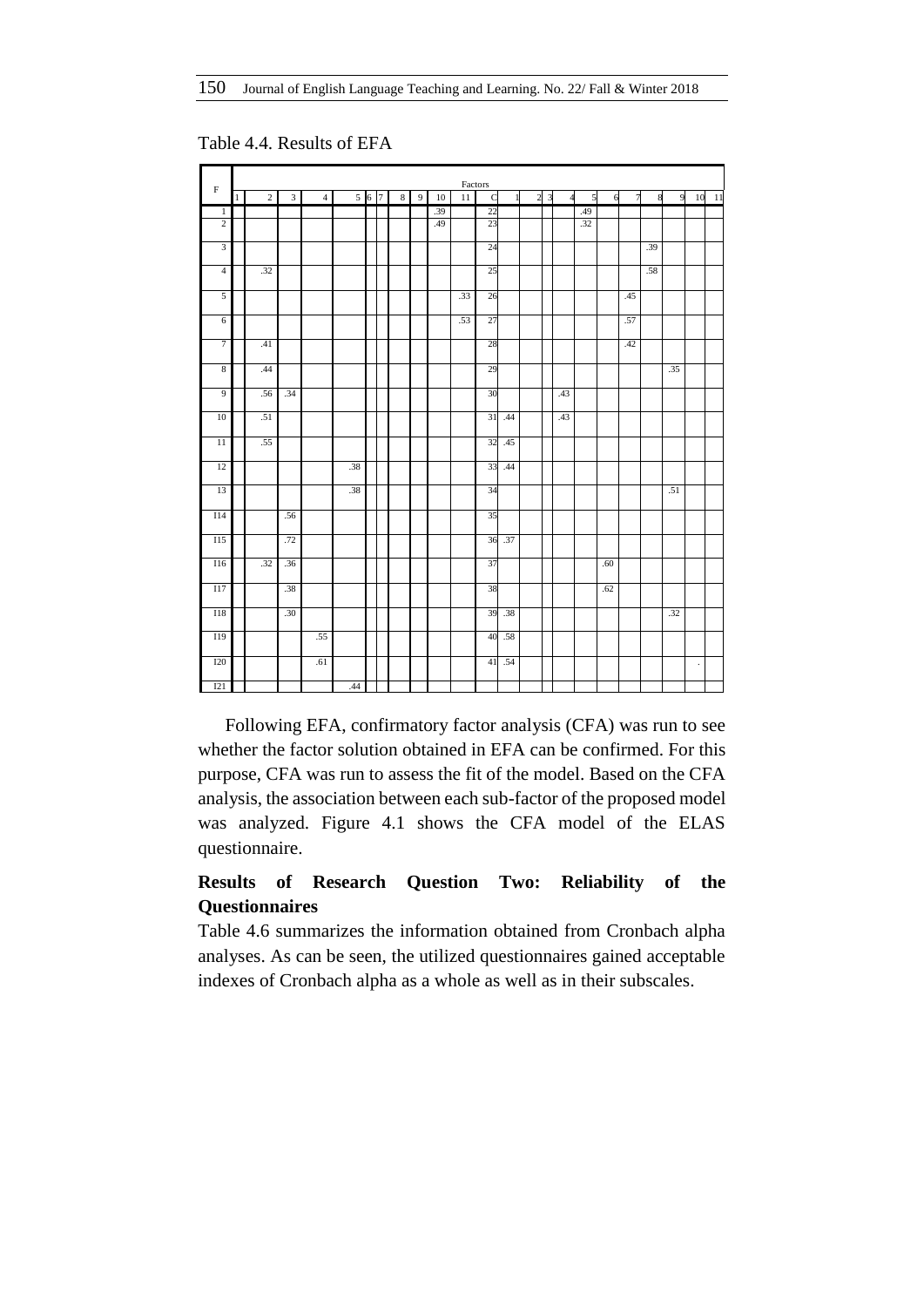Table 4.4. Results of EFA

| F | Factors | | | | | | | | | | | | | | | | | | | | | |
|---|---|---|---|---|---|---|---|---|---|---|---|---|---|---|---|---|---|---|---|---|---|---|
| | 1 | 2 | 3 | 4 | 5 | 6 | 7 | 8 | 9 | 10 | 11 | C | 1 | 2 | 3 | 4 | 5 | 6 | 7 | 8 | 9 | 10 | 11 |
| 1 | | | | | | | | | | .39 | | 22 | | | | | .49 | | | | | | |
| 2 | | | | | | | | | | .49 | | 23 | | | | | .32 | | | | | | |
| 3 | | | | | | | | | | | | 24 | | | | | | | | .39 | | | |
| 4 | | .32 | | | | | | | | | | 25 | | | | | | | | .58 | | | |
| 5 | | | | | | | | | | | .33 | 26 | | | | | | | .45 | | | | |
| 6 | | | | | | | | | | | .53 | 27 | | | | | | | .57 | | | | |
| 7 | | .41 | | | | | | | | | | 28 | | | | | | | .42 | | | | |
| 8 | | .44 | | | | | | | | | | 29 | | | | | | | | | .35 | | |
| 9 | | .56 | .34 | | | | | | | | | 30 | | | | .43 | | | | | | | |
| 10 | | .51 | | | | | | | | | | 31 | .44 | | | .43 | | | | | | | |
| 11 | | .55 | | | | | | | | | | 32 | .45 | | | | | | | | | | |
| 12 | | | | | .38 | | | | | | | 33 | .44 | | | | | | | | | | |
| 13 | | | | | .38 | | | | | | | 34 | | | | | | | | | .51 | | |
| 114 | | | .56 | | | | | | | | | 35 | | | | | | | | | | | |
| 115 | | | .72 | | | | | | | | | 36 | .37 | | | | | | | | | | |
| 116 | | .32 | .36 | | | | | | | | | 37 | | | | | | .60 | | | | | |
| 117 | | | .38 | | | | | | | | | 38 | | | | | | .62 | | | | | |
| 118 | | | .30 | | | | | | | | | 39 | .38 | | | | | | | | .32 | | |
| 119 | | | | .55 | | | | | | | | 40 | .58 | | | | | | | | | | |
| 120 | | | | .61 | | | | | | | | 41 | .54 | | | | | | | | | . | |
| 121 | | | | | .44 | | | | | | | | | | | | | | | | | | |

Following EFA, confirmatory factor analysis (CFA) was run to see whether the factor solution obtained in EFA can be confirmed. For this purpose, CFA was run to assess the fit of the model. Based on the CFA analysis, the association between each sub-factor of the proposed model was analyzed. Figure 4.1 shows the CFA model of the ELAS questionnaire.

## Results of Research Question Two: Reliability of the Questionnaires

Table 4.6 summarizes the information obtained from Cronbach alpha analyses. As can be seen, the utilized questionnaires gained acceptable indexes of Cronbach alpha as a whole as well as in their subscales.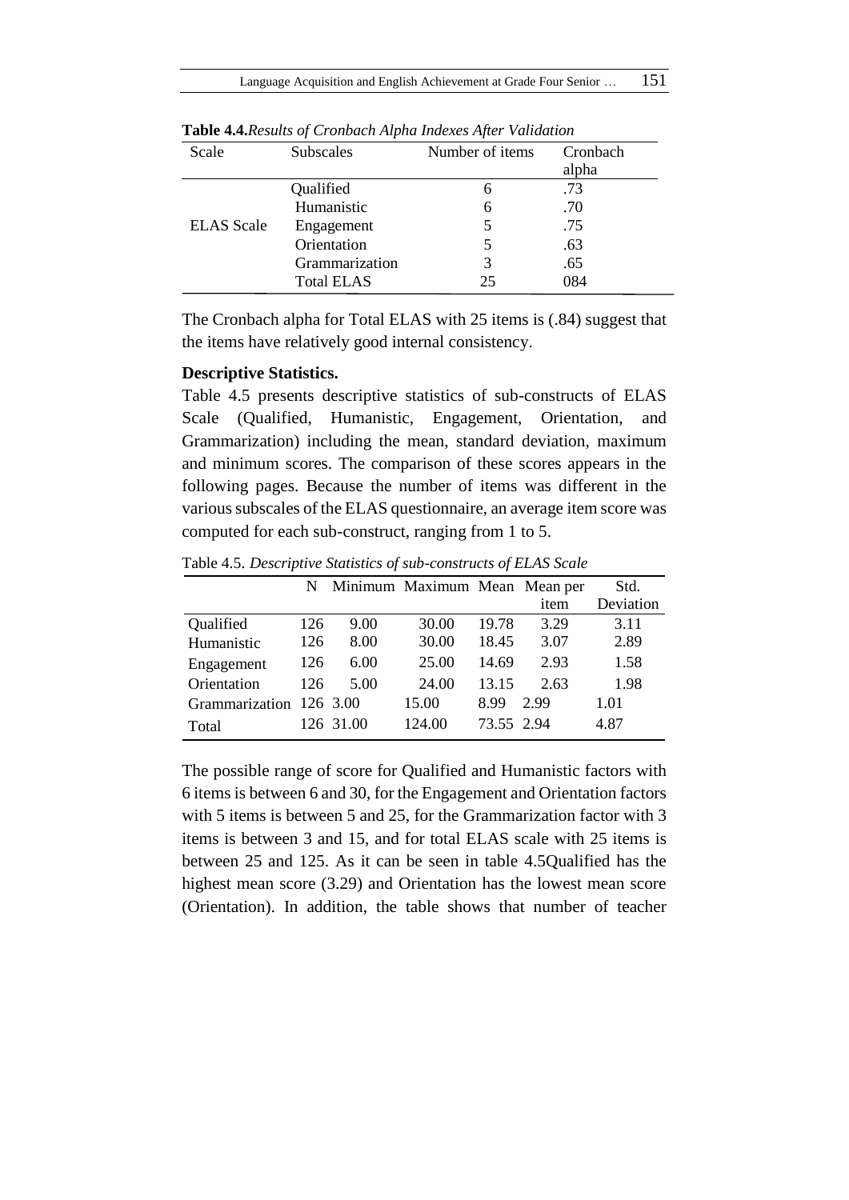**Table 4.4.** *Results of Cronbach Alpha Indexes After Validation*

| Scale | Subscales | Number of items | Cronbach alpha |
|---|---|---|---|
| ELAS Scale | Qualified | 6 | .73 |
| | Humanistic | 6 | .70 |
| | Engagement | 5 | .75 |
| | Orientation | 5 | .63 |
| | Grammarization | 3 | .65 |
| | Total ELAS | 25 | 084 |

The Cronbach alpha for Total ELAS with 25 items is (.84) suggest that the items have relatively good internal consistency.

**Descriptive Statistics.**

Table 4.5 presents descriptive statistics of sub-constructs of ELAS Scale (Qualified, Humanistic, Engagement, Orientation, and Grammarization) including the mean, standard deviation, maximum and minimum scores. The comparison of these scores appears in the following pages. Because the number of items was different in the various subscales of the ELAS questionnaire, an average item score was computed for each sub-construct, ranging from 1 to 5.

Table 4.5. *Descriptive Statistics of sub-constructs of ELAS Scale*

| | N | Minimum | Maximum | Mean | Mean per item | Std. Deviation |
|---|---|---|---|---|---|---|
| Qualified | 126 | 9.00 | 30.00 | 19.78 | 3.29 | 3.11 |
| Humanistic | 126 | 8.00 | 30.00 | 18.45 | 3.07 | 2.89 |
| Engagement | 126 | 6.00 | 25.00 | 14.69 | 2.93 | 1.58 |
| Orientation | 126 | 5.00 | 24.00 | 13.15 | 2.63 | 1.98 |
| Grammarization | 126 | 3.00 | 15.00 | 8.99 | 2.99 | 1.01 |
| Total | 126 | 31.00 | 124.00 | 73.55 | 2.94 | 4.87 |

The possible range of score for Qualified and Humanistic factors with 6 items is between 6 and 30, for the Engagement and Orientation factors with 5 items is between 5 and 25, for the Grammarization factor with 3 items is between 3 and 15, and for total ELAS scale with 25 items is between 25 and 125. As it can be seen in table 4.5Qualified has the highest mean score (3.29) and Orientation has the lowest mean score (Orientation). In addition, the table shows that number of teacher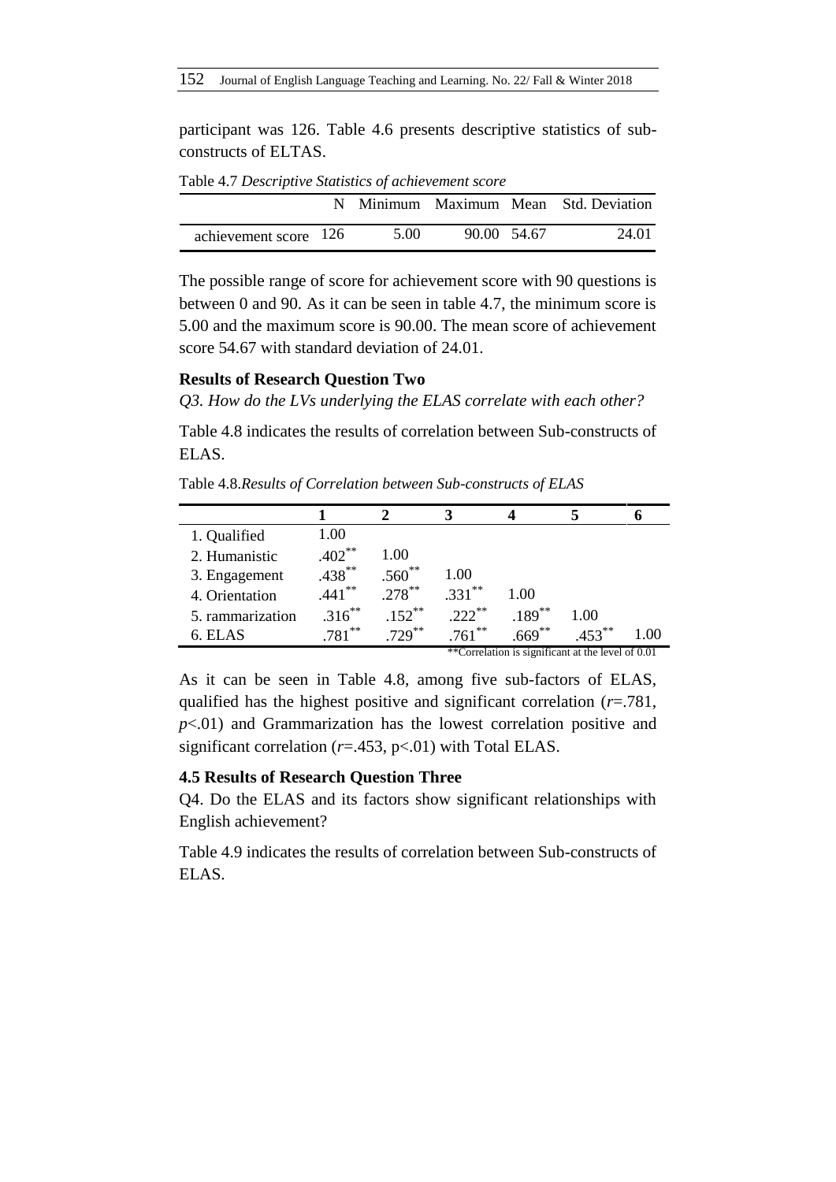participant was 126. Table 4.6 presents descriptive statistics of sub-constructs of ELTAS.

Table 4.7 *Descriptive Statistics of achievement score*

| | N | Minimum | Maximum | Mean | Std. Deviation |
|---|---|---|---|---|---|
| achievement score | 126 | 5.00 | 90.00 | 54.67 | 24.01 |

The possible range of score for achievement score with 90 questions is between 0 and 90. As it can be seen in table 4.7, the minimum score is 5.00 and the maximum score is 90.00. The mean score of achievement score 54.67 with standard deviation of 24.01.

**Results of Research Question Two**

*Q3. How do the LVs underlying the ELAS correlate with each other?*

Table 4.8 indicates the results of correlation between Sub-constructs of ELAS.

Table 4.8.*Results of Correlation between Sub-constructs of ELAS*

| | 1 | 2 | 3 | 4 | 5 | 6 |
|---|---|---|---|---|---|---|
| 1. Qualified | 1.00 | | | | | |
| 2. Humanistic | .402** | 1.00 | | | | |
| 3. Engagement | .438** | .560** | 1.00 | | | |
| 4. Orientation | .441** | .278** | .331** | 1.00 | | |
| 5. rammarization | .316** | .152** | .222** | .189** | 1.00 | |
| 6. ELAS | .781** | .729** | .761** | .669** | .453** | 1.00 |

**Correlation is significant at the level of 0.01

As it can be seen in Table 4.8, among five sub-factors of ELAS, qualified has the highest positive and significant correlation (*r*=.781, *p*<.01) and Grammarization has the lowest correlation positive and significant correlation (*r*=.453, p<.01) with Total ELAS.

**4.5 Results of Research Question Three**

Q4. Do the ELAS and its factors show significant relationships with English achievement?

Table 4.9 indicates the results of correlation between Sub-constructs of ELAS.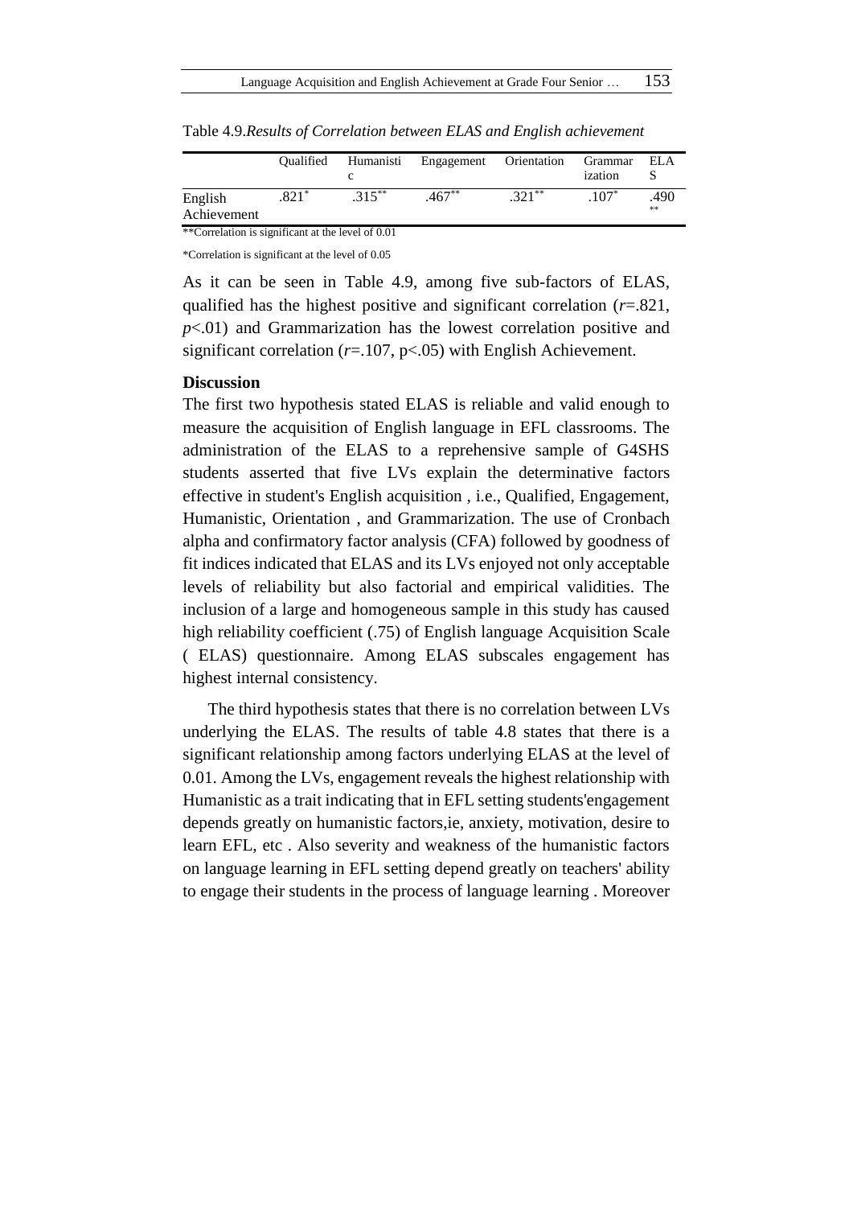Table 4.9.*Results of Correlation between ELAS and English achievement*

| | Qualified | Humanistic | Engagement | Orientation | Grammarization | ELAS |
|---|---|---|---|---|---|---|
| English Achievement | .821* | .315** | .467** | .321** | .107* | .490** |

**Correlation is significant at the level of 0.01

*Correlation is significant at the level of 0.05

As it can be seen in Table 4.9, among five sub-factors of ELAS, qualified has the highest positive and significant correlation ($r$=.821, $p$<.01) and Grammarization has the lowest correlation positive and significant correlation ($r$=.107, p<.05) with English Achievement.

**Discussion**

The first two hypothesis stated ELAS is reliable and valid enough to measure the acquisition of English language in EFL classrooms. The administration of the ELAS to a reprehensive sample of G4SHS students asserted that five LVs explain the determinative factors effective in student's English acquisition , i.e., Qualified, Engagement, Humanistic, Orientation , and Grammarization. The use of Cronbach alpha and confirmatory factor analysis (CFA) followed by goodness of fit indices indicated that ELAS and its LVs enjoyed not only acceptable levels of reliability but also factorial and empirical validities. The inclusion of a large and homogeneous sample in this study has caused high reliability coefficient (.75) of English language Acquisition Scale ( ELAS) questionnaire. Among ELAS subscales engagement has highest internal consistency.

The third hypothesis states that there is no correlation between LVs underlying the ELAS. The results of table 4.8 states that there is a significant relationship among factors underlying ELAS at the level of 0.01. Among the LVs, engagement reveals the highest relationship with Humanistic as a trait indicating that in EFL setting students'engagement depends greatly on humanistic factors,ie, anxiety, motivation, desire to learn EFL, etc . Also severity and weakness of the humanistic factors on language learning in EFL setting depend greatly on teachers' ability to engage their students in the process of language learning . Moreover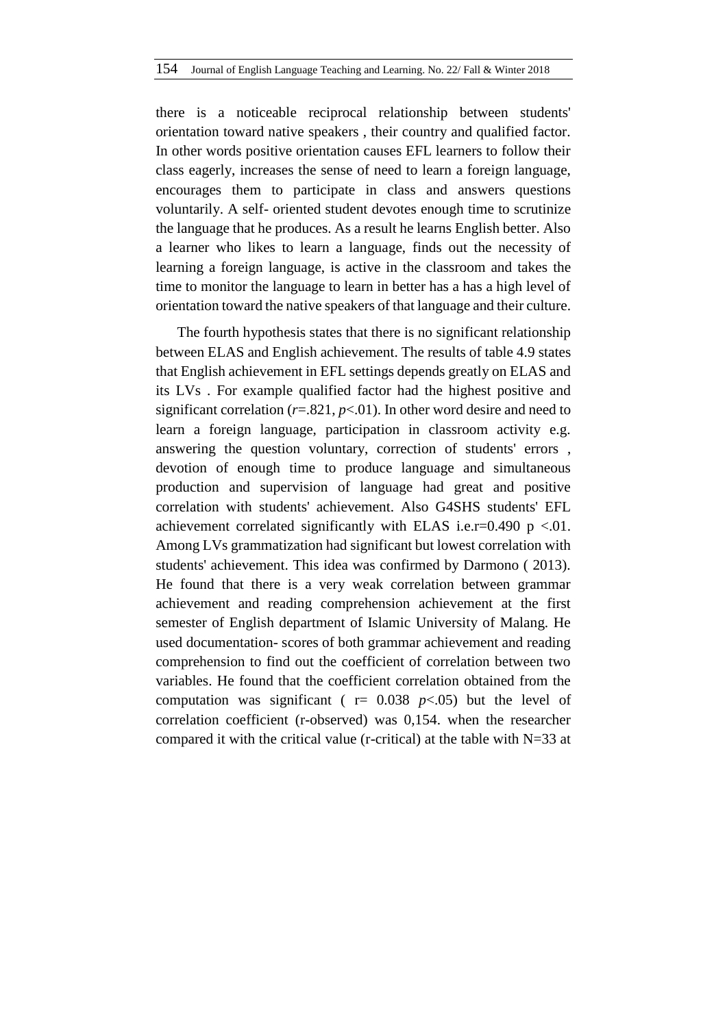there is a noticeable reciprocal relationship between students' orientation toward native speakers , their country and qualified factor. In other words positive orientation causes EFL learners to follow their class eagerly, increases the sense of need to learn a foreign language, encourages them to participate in class and answers questions voluntarily. A self- oriented student devotes enough time to scrutinize the language that he produces. As a result he learns English better. Also a learner who likes to learn a language, finds out the necessity of learning a foreign language, is active in the classroom and takes the time to monitor the language to learn in better has a has a high level of orientation toward the native speakers of that language and their culture.

The fourth hypothesis states that there is no significant relationship between ELAS and English achievement. The results of table 4.9 states that English achievement in EFL settings depends greatly on ELAS and its LVs . For example qualified factor had the highest positive and significant correlation ($r$=.821, $p$<.01). In other word desire and need to learn a foreign language, participation in classroom activity e.g. answering the question voluntary, correction of students' errors , devotion of enough time to produce language and simultaneous production and supervision of language had great and positive correlation with students' achievement. Also G4SHS students' EFL achievement correlated significantly with ELAS i.e.r=0.490 p <.01. Among LVs grammatization had significant but lowest correlation with students' achievement. This idea was confirmed by Darmono ( 2013). He found that there is a very weak correlation between grammar achievement and reading comprehension achievement at the first semester of English department of Islamic University of Malang. He used documentation- scores of both grammar achievement and reading comprehension to find out the coefficient of correlation between two variables. He found that the coefficient correlation obtained from the computation was significant ( r= 0.038 $p$<.05) but the level of correlation coefficient (r-observed) was 0,154. when the researcher compared it with the critical value (r-critical) at the table with N=33 at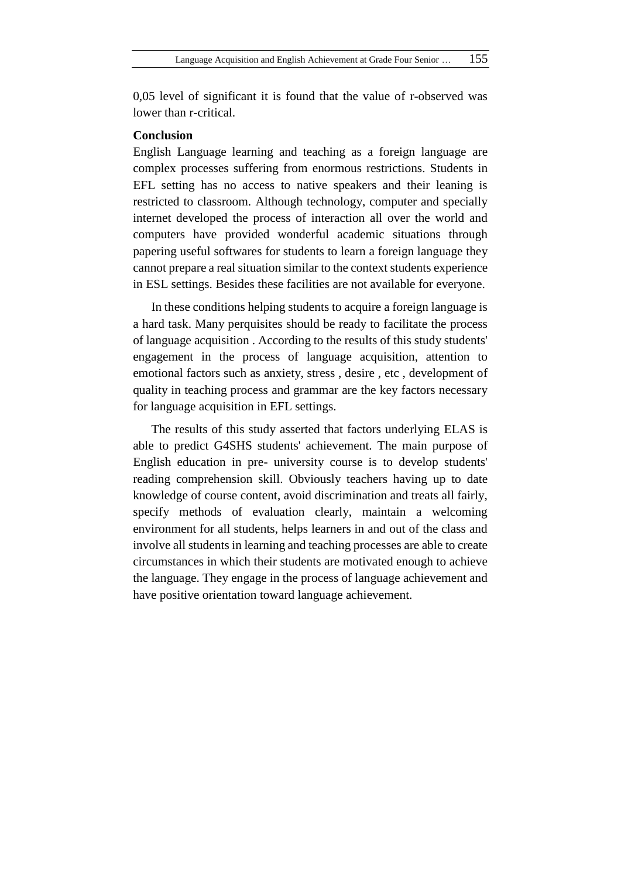0,05 level of significant it is found that the value of r-observed was lower than r-critical.

## Conclusion

English Language learning and teaching as a foreign language are complex processes suffering from enormous restrictions. Students in EFL setting has no access to native speakers and their leaning is restricted to classroom. Although technology, computer and specially internet developed the process of interaction all over the world and computers have provided wonderful academic situations through papering useful softwares for students to learn a foreign language they cannot prepare a real situation similar to the context students experience in ESL settings. Besides these facilities are not available for everyone.

In these conditions helping students to acquire a foreign language is a hard task. Many perquisites should be ready to facilitate the process of language acquisition . According to the results of this study students' engagement in the process of language acquisition, attention to emotional factors such as anxiety, stress , desire , etc , development of quality in teaching process and grammar are the key factors necessary for language acquisition in EFL settings.

The results of this study asserted that factors underlying ELAS is able to predict G4SHS students' achievement. The main purpose of English education in pre- university course is to develop students' reading comprehension skill. Obviously teachers having up to date knowledge of course content, avoid discrimination and treats all fairly, specify methods of evaluation clearly, maintain a welcoming environment for all students, helps learners in and out of the class and involve all students in learning and teaching processes are able to create circumstances in which their students are motivated enough to achieve the language. They engage in the process of language achievement and have positive orientation toward language achievement.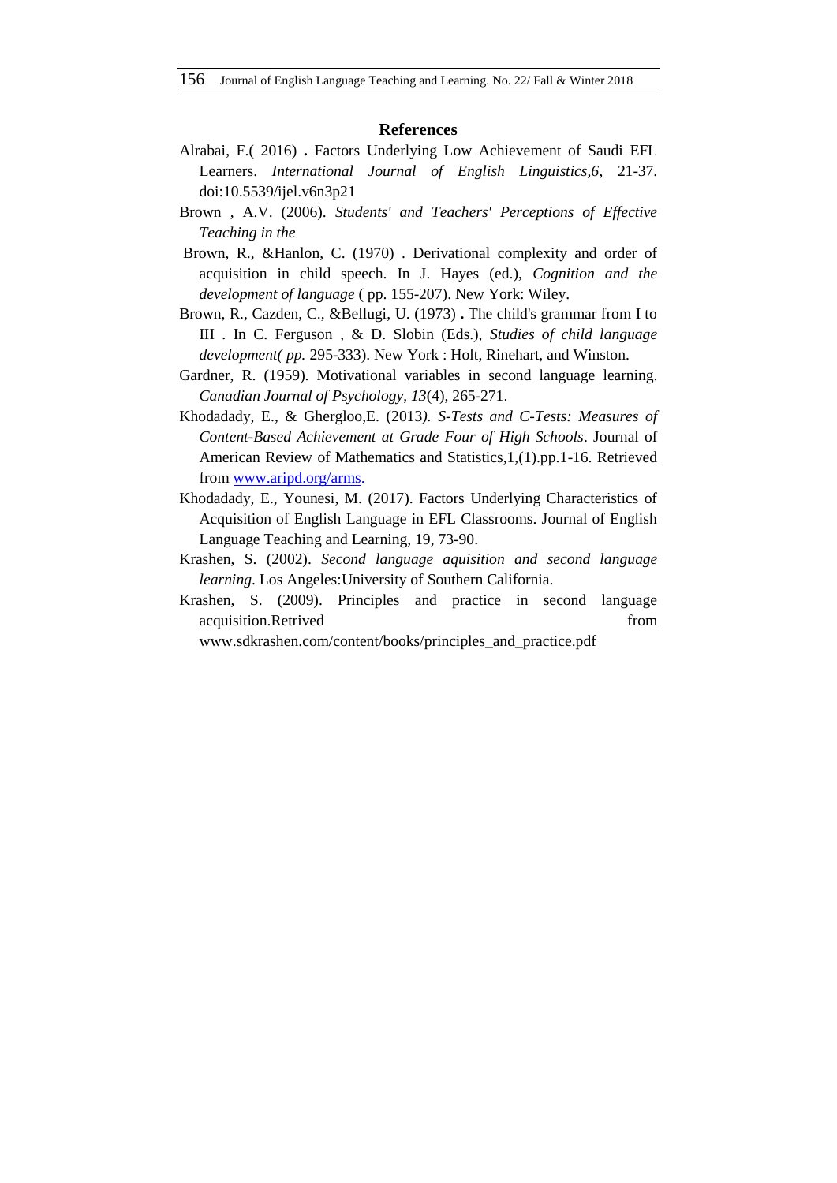## References

Alrabai, F.( 2016) **.** Factors Underlying Low Achievement of Saudi EFL Learners. *International Journal of English Linguistics,6*, 21-37. doi:10.5539/ijel.v6n3p21

Brown , A.V. (2006). *Students' and Teachers' Perceptions of Effective Teaching in the*

Brown, R., &Hanlon, C. (1970) . Derivational complexity and order of acquisition in child speech. In J. Hayes (ed.), *Cognition and the development of language* ( pp. 155-207). New York: Wiley.

Brown, R., Cazden, C., &Bellugi, U. (1973) **.** The child's grammar from I to III . In C. Ferguson , & D. Slobin (Eds.), *Studies of child language development( pp.* 295-333). New York : Holt, Rinehart, and Winston.

Gardner, R. (1959). Motivational variables in second language learning. *Canadian Journal of Psychology*, *13*(4), 265-271.

Khodadady, E., & Ghergloo,E. (2013*). S-Tests and C-Tests: Measures of Content-Based Achievement at Grade Four of High Schools*. Journal of American Review of Mathematics and Statistics,1,(1).pp.1-16. Retrieved from www.aripd.org/arms.

Khodadady, E., Younesi, M. (2017). Factors Underlying Characteristics of Acquisition of English Language in EFL Classrooms. Journal of English Language Teaching and Learning, 19, 73-90.

Krashen, S. (2002). *Second language aquisition and second language learning*. Los Angeles:University of Southern California.

Krashen, S. (2009). Principles and practice in second language acquisition.Retrived from www.sdkrashen.com/content/books/principles_and_practice.pdf